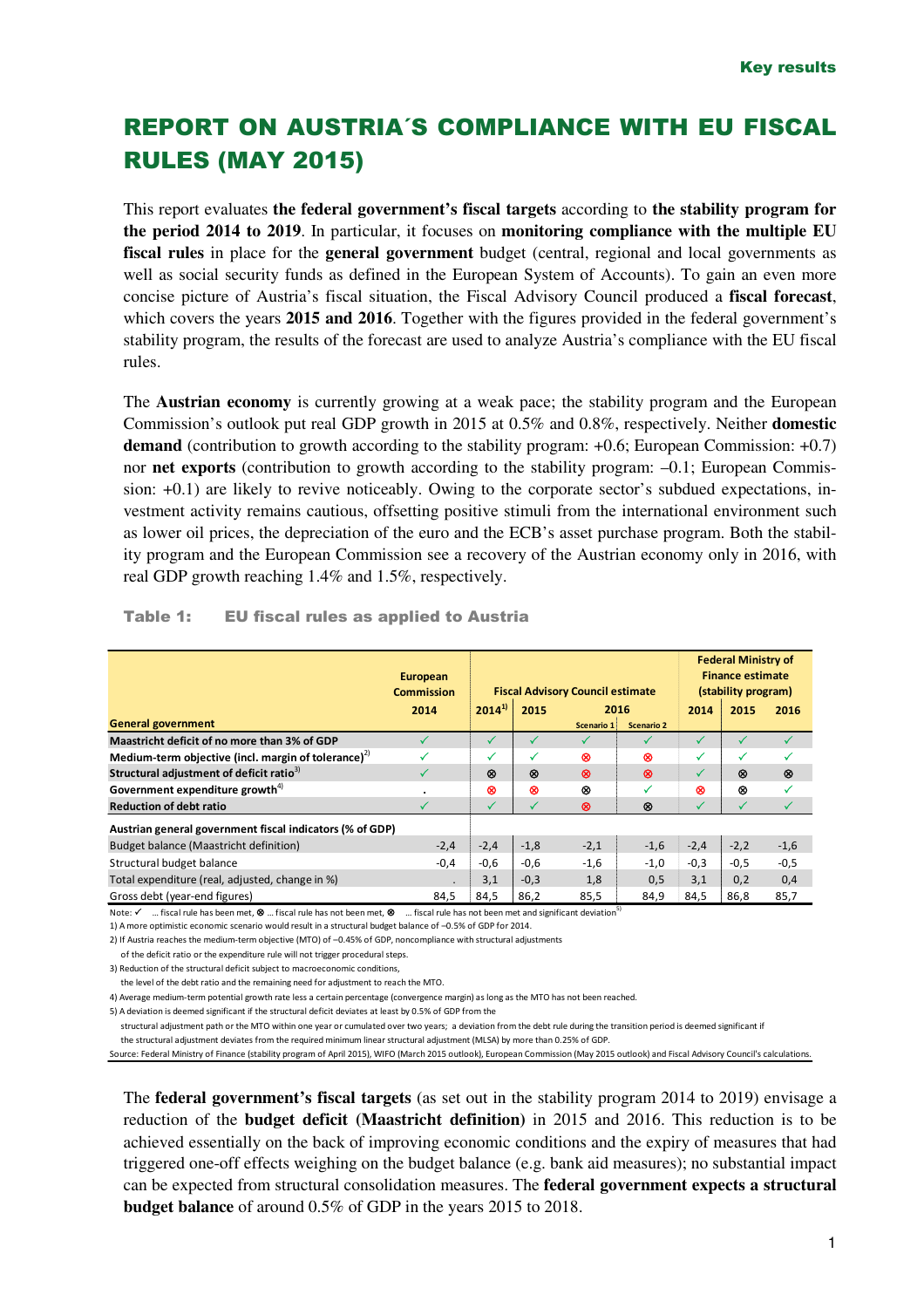# REPORT ON AUSTRIA´S COMPLIANCE WITH EU FISCAL RULES (MAY 2015)

This report evaluates **the federal government's fiscal targets** according to **the stability program for the period 2014 to 2019**. In particular, it focuses on **monitoring compliance with the multiple EU fiscal rules** in place for the **general government** budget (central, regional and local governments as well as social security funds as defined in the European System of Accounts). To gain an even more concise picture of Austria's fiscal situation, the Fiscal Advisory Council produced a **fiscal forecast**, which covers the years **2015 and 2016**. Together with the figures provided in the federal government's stability program, the results of the forecast are used to analyze Austria's compliance with the EU fiscal rules.

The **Austrian economy** is currently growing at a weak pace; the stability program and the European Commission's outlook put real GDP growth in 2015 at 0.5% and 0.8%, respectively. Neither **domestic demand** (contribution to growth according to the stability program: +0.6; European Commission: +0.7) nor **net exports** (contribution to growth according to the stability program: –0.1; European Commission: +0.1) are likely to revive noticeably. Owing to the corporate sector's subdued expectations, investment activity remains cautious, offsetting positive stimuli from the international environment such as lower oil prices, the depreciation of the euro and the ECB's asset purchase program. Both the stability program and the European Commission see a recovery of the Austrian economy only in 2016, with real GDP growth reaching 1.4% and 1.5%, respectively.

**Table 1: EU fiscal rules as applied to Austria**

| | European Commission | Fiscal Advisory Council estimate | | | | Federal Ministry of Finance estimate (stability program) | | |
|---|---|---|---|---|---|---|---|---|
| | 2014 | 2014[1] | 2015 | 2016 | | 2014 | 2015 | 2016 |
| **General government** | | | | Scenario 1 | Scenario 2 | | | |
| **Maastricht deficit of no more than 3% of GDP** | ✓ | ✓ | ✓ | ✓ | ✓ | ✓ | ✓ | ✓ |
| **Medium-term objective (incl. margin of tolerance)[2]** | ✓ | ✓ | ✓ | ⊗ | ⊗ | ✓ | ✓ | ✓ |
| **Structural adjustment of deficit ratio[3]** | ✓ | ⊗ | ⊗ | ⊗ | ⊗ | ✓ | ⊗ | ⊗ |
| **Government expenditure growth[4]** | . | ⊗ | ⊗ | ⊗ | ✓ | ⊗ | ⊗ | ✓ |
| **Reduction of debt ratio** | ✓ | ✓ | ✓ | ⊗ | ⊗ | ✓ | ✓ | ✓ |
| **Austrian general government fiscal indicators (% of GDP)** | | | | | | | | |
| Budget balance (Maastricht definition) | -2,4 | -2,4 | -1,8 | -2,1 | -1,6 | -2,4 | -2,2 | -1,6 |
| Structural budget balance | -0,4 | -0,6 | -0,6 | -1,6 | -1,0 | -0,3 | -0,5 | -0,5 |
| Total expenditure (real, adjusted, change in %) | . | 3,1 | -0,3 | 1,8 | 0,5 | 3,1 | 0,2 | 0,4 |
| Gross debt (year-end figures) | 84,5 | 84,5 | 86,2 | 85,5 | 84,9 | 84,5 | 86,8 | 85,7 |

Note: ✓ ... fiscal rule has been met, ⊗ ... fiscal rule has not been met, ⊗ ... fiscal rule has not been met and significant deviation[5]

1) A more optimistic economic scenario would result in a structural budget balance of –0.5% of GDP for 2014.

2) If Austria reaches the medium-term objective (MTO) of –0.45% of GDP, noncompliance with structural adjustments of the deficit ratio or the expenditure rule will not trigger procedural steps.

3) Reduction of the structural deficit subject to macroeconomic conditions, the level of the debt ratio and the remaining need for adjustment to reach the MTO.

4) Average medium-term potential growth rate less a certain percentage (convergence margin) as long as the MTO has not been reached.

5) A deviation is deemed significant if the structural deficit deviates at least by 0.5% of GDP from the structural adjustment path or the MTO within one year or cumulated over two years; a deviation from the debt rule during the transition period is deemed significant if the structural adjustment deviates from the required minimum linear structural adjustment (MLSA) by more than 0.25% of GDP.

Source: Federal Ministry of Finance (stability program of April 2015), WIFO (March 2015 outlook), European Commission (May 2015 outlook) and Fiscal Advisory Council's calculations.

The **federal government's fiscal targets** (as set out in the stability program 2014 to 2019) envisage a reduction of the **budget deficit (Maastricht definition)** in 2015 and 2016. This reduction is to be achieved essentially on the back of improving economic conditions and the expiry of measures that had triggered one-off effects weighing on the budget balance (e.g. bank aid measures); no substantial impact can be expected from structural consolidation measures. The **federal government expects a structural budget balance** of around 0.5% of GDP in the years 2015 to 2018.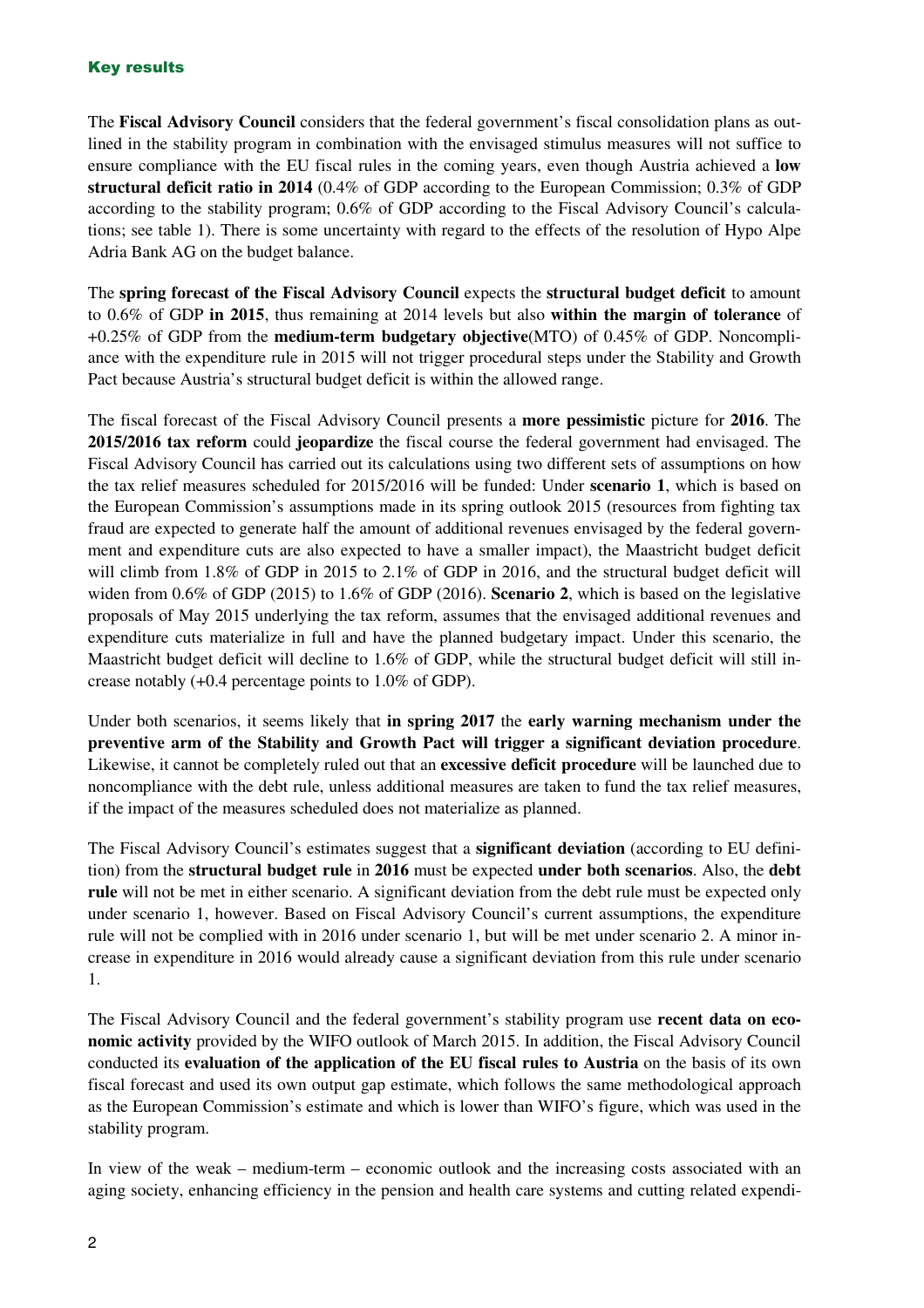#### Key results

The **Fiscal Advisory Council** considers that the federal government's fiscal consolidation plans as outlined in the stability program in combination with the envisaged stimulus measures will not suffice to ensure compliance with the EU fiscal rules in the coming years, even though Austria achieved a **low structural deficit ratio in 2014** (0.4% of GDP according to the European Commission; 0.3% of GDP according to the stability program; 0.6% of GDP according to the Fiscal Advisory Council's calculations; see table 1). There is some uncertainty with regard to the effects of the resolution of Hypo Alpe Adria Bank AG on the budget balance.

The **spring forecast of the Fiscal Advisory Council** expects the **structural budget deficit** to amount to 0.6% of GDP **in 2015**, thus remaining at 2014 levels but also **within the margin of tolerance** of +0.25% of GDP from the **medium-term budgetary objective**(MTO) of 0.45% of GDP. Noncompliance with the expenditure rule in 2015 will not trigger procedural steps under the Stability and Growth Pact because Austria's structural budget deficit is within the allowed range.

The fiscal forecast of the Fiscal Advisory Council presents a **more pessimistic** picture for **2016**. The **2015/2016 tax reform** could **jeopardize** the fiscal course the federal government had envisaged. The Fiscal Advisory Council has carried out its calculations using two different sets of assumptions on how the tax relief measures scheduled for 2015/2016 will be funded: Under **scenario 1**, which is based on the European Commission's assumptions made in its spring outlook 2015 (resources from fighting tax fraud are expected to generate half the amount of additional revenues envisaged by the federal government and expenditure cuts are also expected to have a smaller impact), the Maastricht budget deficit will climb from 1.8% of GDP in 2015 to 2.1% of GDP in 2016, and the structural budget deficit will widen from 0.6% of GDP (2015) to 1.6% of GDP (2016). **Scenario 2**, which is based on the legislative proposals of May 2015 underlying the tax reform, assumes that the envisaged additional revenues and expenditure cuts materialize in full and have the planned budgetary impact. Under this scenario, the Maastricht budget deficit will decline to 1.6% of GDP, while the structural budget deficit will still increase notably (+0.4 percentage points to 1.0% of GDP).

Under both scenarios, it seems likely that **in spring 2017** the **early warning mechanism under the preventive arm of the Stability and Growth Pact will trigger a significant deviation procedure**. Likewise, it cannot be completely ruled out that an **excessive deficit procedure** will be launched due to noncompliance with the debt rule, unless additional measures are taken to fund the tax relief measures, if the impact of the measures scheduled does not materialize as planned.

The Fiscal Advisory Council's estimates suggest that a **significant deviation** (according to EU definition) from the **structural budget rule** in **2016** must be expected **under both scenarios**. Also, the **debt rule** will not be met in either scenario. A significant deviation from the debt rule must be expected only under scenario 1, however. Based on Fiscal Advisory Council's current assumptions, the expenditure rule will not be complied with in 2016 under scenario 1, but will be met under scenario 2. A minor increase in expenditure in 2016 would already cause a significant deviation from this rule under scenario 1.

The Fiscal Advisory Council and the federal government's stability program use **recent data on economic activity** provided by the WIFO outlook of March 2015. In addition, the Fiscal Advisory Council conducted its **evaluation of the application of the EU fiscal rules to Austria** on the basis of its own fiscal forecast and used its own output gap estimate, which follows the same methodological approach as the European Commission's estimate and which is lower than WIFO's figure, which was used in the stability program.

In view of the weak – medium-term – economic outlook and the increasing costs associated with an aging society, enhancing efficiency in the pension and health care systems and cutting related expendi-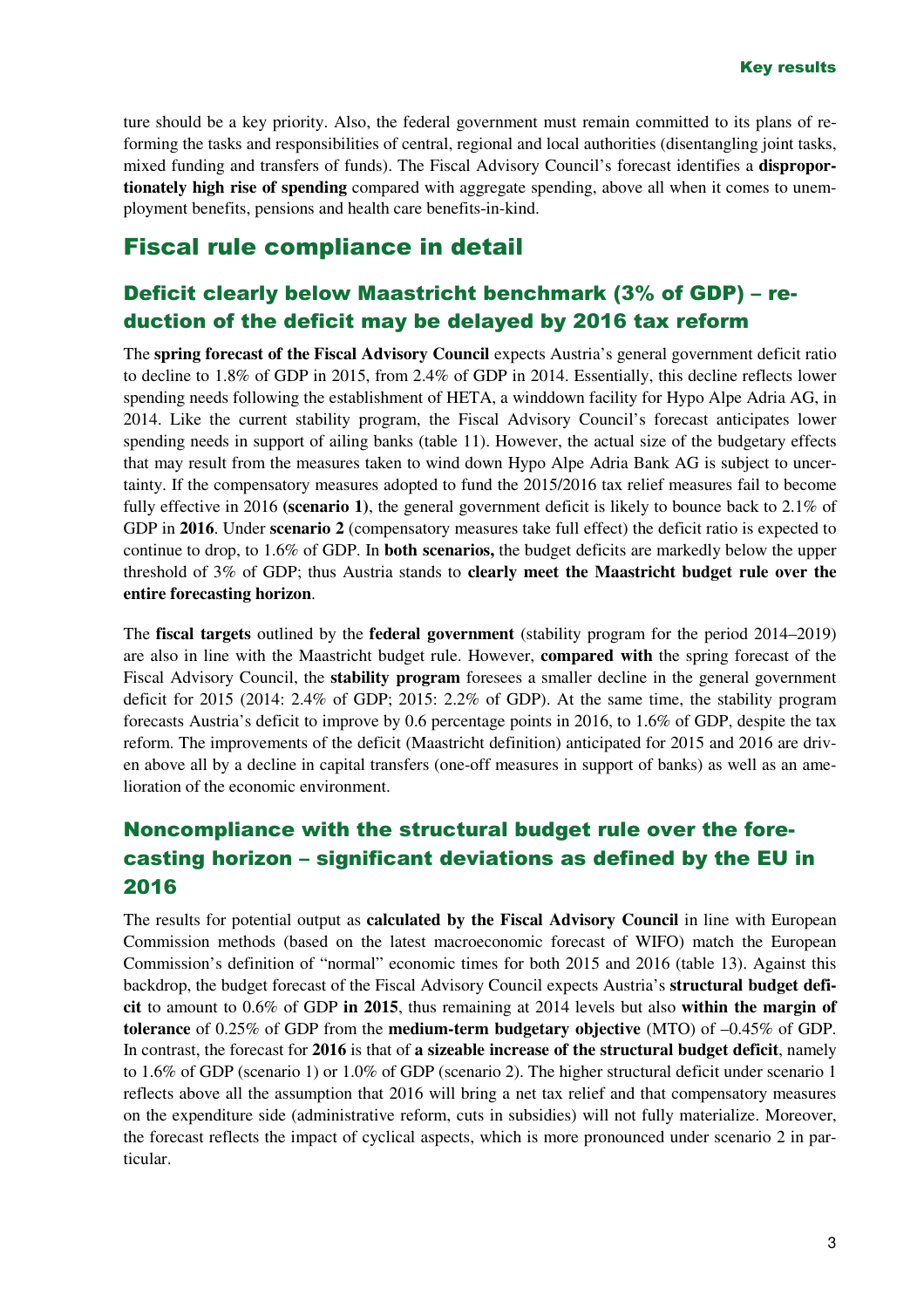ture should be a key priority. Also, the federal government must remain committed to its plans of reforming the tasks and responsibilities of central, regional and local authorities (disentangling joint tasks, mixed funding and transfers of funds). The Fiscal Advisory Council's forecast identifies a **disproportionately high rise of spending** compared with aggregate spending, above all when it comes to unemployment benefits, pensions and health care benefits-in-kind.

## Fiscal rule compliance in detail

### Deficit clearly below Maastricht benchmark (3% of GDP) – reduction of the deficit may be delayed by 2016 tax reform

The **spring forecast of the Fiscal Advisory Council** expects Austria's general government deficit ratio to decline to 1.8% of GDP in 2015, from 2.4% of GDP in 2014. Essentially, this decline reflects lower spending needs following the establishment of HETA, a winddown facility for Hypo Alpe Adria AG, in 2014. Like the current stability program, the Fiscal Advisory Council's forecast anticipates lower spending needs in support of ailing banks (table 11). However, the actual size of the budgetary effects that may result from the measures taken to wind down Hypo Alpe Adria Bank AG is subject to uncertainty. If the compensatory measures adopted to fund the 2015/2016 tax relief measures fail to become fully effective in 2016 **(scenario 1)**, the general government deficit is likely to bounce back to 2.1% of GDP in **2016**. Under **scenario 2** (compensatory measures take full effect) the deficit ratio is expected to continue to drop, to 1.6% of GDP. In **both scenarios,** the budget deficits are markedly below the upper threshold of 3% of GDP; thus Austria stands to **clearly meet the Maastricht budget rule over the entire forecasting horizon**.

The **fiscal targets** outlined by the **federal government** (stability program for the period 2014–2019) are also in line with the Maastricht budget rule. However, **compared with** the spring forecast of the Fiscal Advisory Council, the **stability program** foresees a smaller decline in the general government deficit for 2015 (2014: 2.4% of GDP; 2015: 2.2% of GDP). At the same time, the stability program forecasts Austria's deficit to improve by 0.6 percentage points in 2016, to 1.6% of GDP, despite the tax reform. The improvements of the deficit (Maastricht definition) anticipated for 2015 and 2016 are driven above all by a decline in capital transfers (one-off measures in support of banks) as well as an amelioration of the economic environment.

### Noncompliance with the structural budget rule over the forecasting horizon – significant deviations as defined by the EU in 2016

The results for potential output as **calculated by the Fiscal Advisory Council** in line with European Commission methods (based on the latest macroeconomic forecast of WIFO) match the European Commission's definition of "normal" economic times for both 2015 and 2016 (table 13). Against this backdrop, the budget forecast of the Fiscal Advisory Council expects Austria's **structural budget deficit** to amount to 0.6% of GDP **in 2015**, thus remaining at 2014 levels but also **within the margin of tolerance** of 0.25% of GDP from the **medium-term budgetary objective** (MTO) of –0.45% of GDP. In contrast, the forecast for **2016** is that of **a sizeable increase of the structural budget deficit**, namely to 1.6% of GDP (scenario 1) or 1.0% of GDP (scenario 2). The higher structural deficit under scenario 1 reflects above all the assumption that 2016 will bring a net tax relief and that compensatory measures on the expenditure side (administrative reform, cuts in subsidies) will not fully materialize. Moreover, the forecast reflects the impact of cyclical aspects, which is more pronounced under scenario 2 in particular.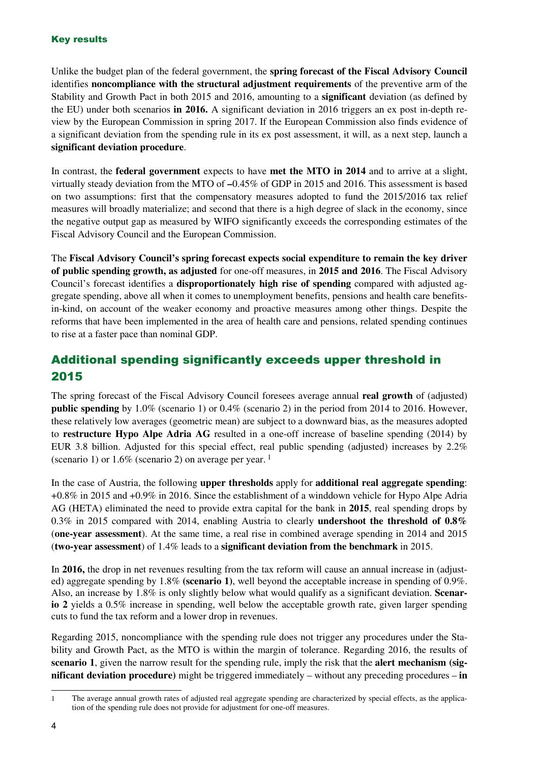Unlike the budget plan of the federal government, the **spring forecast of the Fiscal Advisory Council** identifies **noncompliance with the structural adjustment requirements** of the preventive arm of the Stability and Growth Pact in both 2015 and 2016, amounting to a **significant** deviation (as defined by the EU) under both scenarios **in 2016.** A significant deviation in 2016 triggers an ex post in-depth review by the European Commission in spring 2017. If the European Commission also finds evidence of a significant deviation from the spending rule in its ex post assessment, it will, as a next step, launch a **significant deviation procedure**.

In contrast, the **federal government** expects to have **met the MTO in 2014** and to arrive at a slight, virtually steady deviation from the MTO of –0.45% of GDP in 2015 and 2016. This assessment is based on two assumptions: first that the compensatory measures adopted to fund the 2015/2016 tax relief measures will broadly materialize; and second that there is a high degree of slack in the economy, since the negative output gap as measured by WIFO significantly exceeds the corresponding estimates of the Fiscal Advisory Council and the European Commission.

The **Fiscal Advisory Council's spring forecast expects social expenditure to remain the key driver of public spending growth, as adjusted** for one-off measures, in **2015 and 2016**. The Fiscal Advisory Council's forecast identifies a **disproportionately high rise of spending** compared with adjusted aggregate spending, above all when it comes to unemployment benefits, pensions and health care benefits-in-kind, on account of the weaker economy and proactive measures among other things. Despite the reforms that have been implemented in the area of health care and pensions, related spending continues to rise at a faster pace than nominal GDP.

## Additional spending significantly exceeds upper threshold in 2015

The spring forecast of the Fiscal Advisory Council foresees average annual **real growth** of (adjusted) **public spending** by 1.0% (scenario 1) or 0.4% (scenario 2) in the period from 2014 to 2016. However, these relatively low averages (geometric mean) are subject to a downward bias, as the measures adopted to **restructure Hypo Alpe Adria AG** resulted in a one-off increase of baseline spending (2014) by EUR 3.8 billion. Adjusted for this special effect, real public spending (adjusted) increases by 2.2% (scenario 1) or 1.6% (scenario 2) on average per year. [1]

In the case of Austria, the following **upper thresholds** apply for **additional real aggregate spending**: +0.8% in 2015 and +0.9% in 2016. Since the establishment of a winddown vehicle for Hypo Alpe Adria AG (HETA) eliminated the need to provide extra capital for the bank in **2015**, real spending drops by 0.3% in 2015 compared with 2014, enabling Austria to clearly **undershoot the threshold of 0.8%** (**one-year assessment**). At the same time, a real rise in combined average spending in 2014 and 2015 (**two-year assessment**) of 1.4% leads to a **significant deviation from the benchmark** in 2015.

In **2016,** the drop in net revenues resulting from the tax reform will cause an annual increase in (adjusted) aggregate spending by 1.8% **(scenario 1)**, well beyond the acceptable increase in spending of 0.9%. Also, an increase by 1.8% is only slightly below what would qualify as a significant deviation. **Scenario 2** yields a 0.5% increase in spending, well below the acceptable growth rate, given larger spending cuts to fund the tax reform and a lower drop in revenues.

Regarding 2015, noncompliance with the spending rule does not trigger any procedures under the Stability and Growth Pact, as the MTO is within the margin of tolerance. Regarding 2016, the results of **scenario 1**, given the narrow result for the spending rule, imply the risk that the **alert mechanism (significant deviation procedure)** might be triggered immediately – without any preceding procedures – **in**

---

1 The average annual growth rates of adjusted real aggregate spending are characterized by special effects, as the application of the spending rule does not provide for adjustment for one-off measures.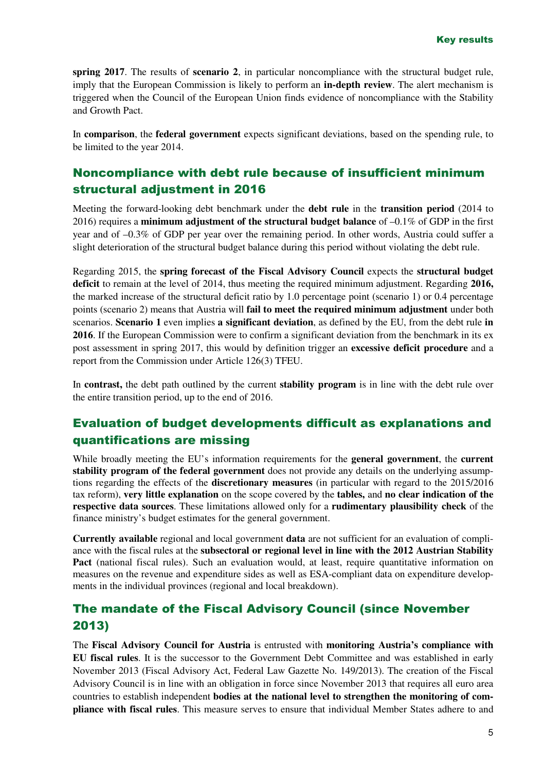**spring 2017**. The results of **scenario 2**, in particular noncompliance with the structural budget rule, imply that the European Commission is likely to perform an **in-depth review**. The alert mechanism is triggered when the Council of the European Union finds evidence of noncompliance with the Stability and Growth Pact.

In **comparison**, the **federal government** expects significant deviations, based on the spending rule, to be limited to the year 2014.

## Noncompliance with debt rule because of insufficient minimum structural adjustment in 2016

Meeting the forward-looking debt benchmark under the **debt rule** in the **transition period** (2014 to 2016) requires a **minimum adjustment of the structural budget balance** of –0.1% of GDP in the first year and of –0.3% of GDP per year over the remaining period. In other words, Austria could suffer a slight deterioration of the structural budget balance during this period without violating the debt rule.

Regarding 2015, the **spring forecast of the Fiscal Advisory Council** expects the **structural budget deficit** to remain at the level of 2014, thus meeting the required minimum adjustment. Regarding **2016,** the marked increase of the structural deficit ratio by 1.0 percentage point (scenario 1) or 0.4 percentage points (scenario 2) means that Austria will **fail to meet the required minimum adjustment** under both scenarios. **Scenario 1** even implies **a significant deviation**, as defined by the EU, from the debt rule **in 2016**. If the European Commission were to confirm a significant deviation from the benchmark in its ex post assessment in spring 2017, this would by definition trigger an **excessive deficit procedure** and a report from the Commission under Article 126(3) TFEU.

In **contrast,** the debt path outlined by the current **stability program** is in line with the debt rule over the entire transition period, up to the end of 2016.

## Evaluation of budget developments difficult as explanations and quantifications are missing

While broadly meeting the EU's information requirements for the **general government**, the **current stability program of the federal government** does not provide any details on the underlying assumptions regarding the effects of the **discretionary measures** (in particular with regard to the 2015/2016 tax reform), **very little explanation** on the scope covered by the **tables,** and **no clear indication of the respective data sources**. These limitations allowed only for a **rudimentary plausibility check** of the finance ministry's budget estimates for the general government.

**Currently available** regional and local government **data** are not sufficient for an evaluation of compliance with the fiscal rules at the **subsectoral or regional level in line with the 2012 Austrian Stability Pact** (national fiscal rules). Such an evaluation would, at least, require quantitative information on measures on the revenue and expenditure sides as well as ESA-compliant data on expenditure developments in the individual provinces (regional and local breakdown).

## The mandate of the Fiscal Advisory Council (since November 2013)

The **Fiscal Advisory Council for Austria** is entrusted with **monitoring Austria's compliance with EU fiscal rules**. It is the successor to the Government Debt Committee and was established in early November 2013 (Fiscal Advisory Act, Federal Law Gazette No. 149/2013). The creation of the Fiscal Advisory Council is in line with an obligation in force since November 2013 that requires all euro area countries to establish independent **bodies at the national level to strengthen the monitoring of compliance with fiscal rules**. This measure serves to ensure that individual Member States adhere to and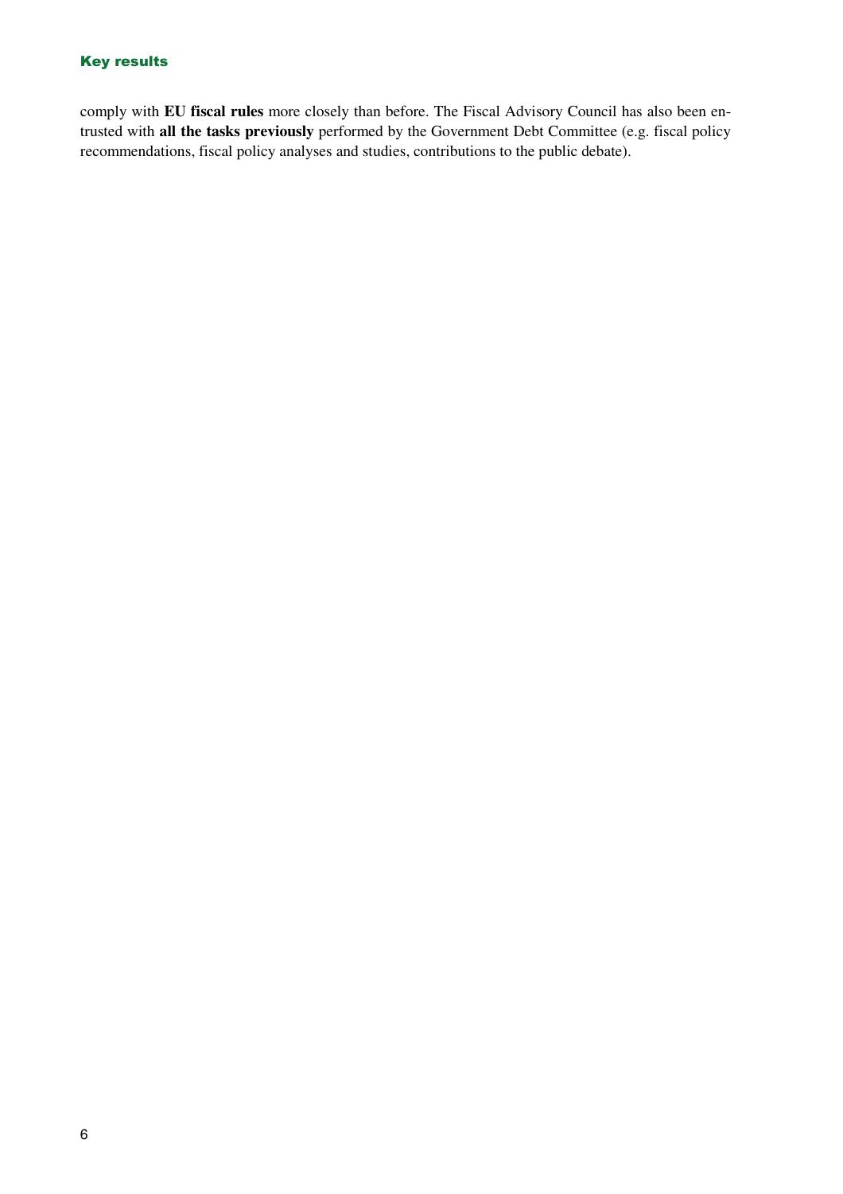comply with **EU fiscal rules** more closely than before. The Fiscal Advisory Council has also been entrusted with **all the tasks previously** performed by the Government Debt Committee (e.g. fiscal policy recommendations, fiscal policy analyses and studies, contributions to the public debate).